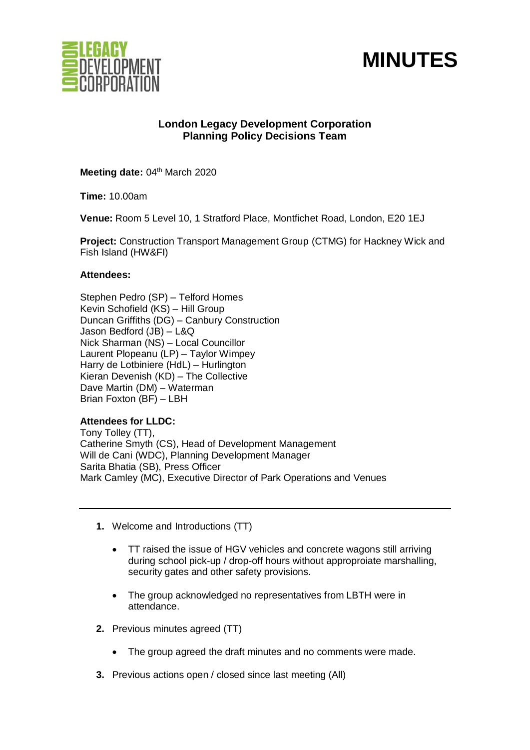# MINUTES

**London Legacy Development Corporation**
**Planning Policy Decisions Team**

**Meeting date:** 04th March 2020

**Time:** 10.00am

**Venue:** Room 5 Level 10, 1 Stratford Place, Montfichet Road, London, E20 1EJ

**Project:** Construction Transport Management Group (CTMG) for Hackney Wick and Fish Island (HW&FI)

**Attendees:**

Stephen Pedro (SP) – Telford Homes
Kevin Schofield (KS) – Hill Group
Duncan Griffiths (DG) – Canbury Construction
Jason Bedford (JB) – L&Q
Nick Sharman (NS) – Local Councillor
Laurent Plopeanu (LP) – Taylor Wimpey
Harry de Lotbiniere (HdL) – Hurlington
Kieran Devenish (KD) – The Collective
Dave Martin (DM) – Waterman
Brian Foxton (BF) – LBH

**Attendees for LLDC:**
Tony Tolley (TT),
Catherine Smyth (CS), Head of Development Management
Will de Cani (WDC), Planning Development Manager
Sarita Bhatia (SB), Press Officer
Mark Camley (MC), Executive Director of Park Operations and Venues

---

1. Welcome and Introductions (TT)

   - TT raised the issue of HGV vehicles and concrete wagons still arriving during school pick-up / drop-off hours without approproiate marshalling, security gates and other safety provisions.

   - The group acknowledged no representatives from LBTH were in attendance.

2. Previous minutes agreed (TT)

   - The group agreed the draft minutes and no comments were made.

3. Previous actions open / closed since last meeting (All)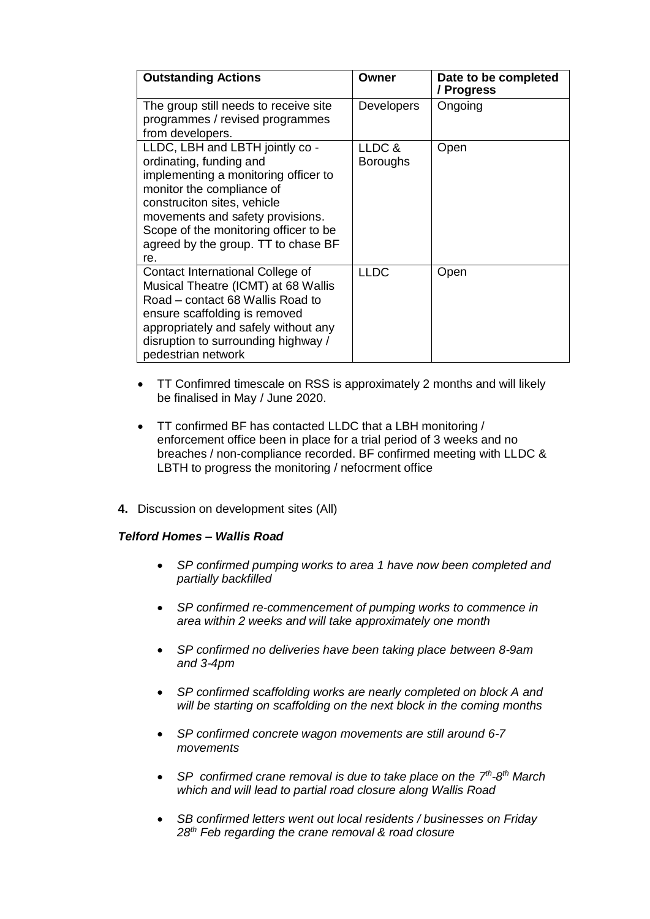| Outstanding Actions | Owner | Date to be completed / Progress |
|---|---|---|
| The group still needs to receive site programmes / revised programmes from developers. | Developers | Ongoing |
| LLDC, LBH and LBTH jointly co - ordinating, funding and implementing a monitoring officer to monitor the compliance of construciton sites, vehicle movements and safety provisions. Scope of the monitoring officer to be agreed by the group. TT to chase BF re. | LLDC & Boroughs | Open |
| Contact International College of Musical Theatre (ICMT) at 68 Wallis Road – contact 68 Wallis Road to ensure scaffolding is removed appropriately and safely without any disruption to surrounding highway / pedestrian network | LLDC | Open |

- TT Confimred timescale on RSS is approximately 2 months and will likely be finalised in May / June 2020.
- TT confirmed BF has contacted LLDC that a LBH monitoring / enforcement office been in place for a trial period of 3 weeks and no breaches / non-compliance recorded. BF confirmed meeting with LLDC & LBTH to progress the monitoring / nefocrment office

**4.** Discussion on development sites (All)

***Telford Homes – Wallis Road***

- *SP confirmed pumping works to area 1 have now been completed and partially backfilled*
- *SP confirmed re-commencement of pumping works to commence in area within 2 weeks and will take approximately one month*
- *SP confirmed no deliveries have been taking place between 8-9am and 3-4pm*
- *SP confirmed scaffolding works are nearly completed on block A and will be starting on scaffolding on the next block in the coming months*
- *SP confirmed concrete wagon movements are still around 6-7 movements*
- *SP confirmed crane removal is due to take place on the 7th-8th March which and will lead to partial road closure along Wallis Road*
- *SB confirmed letters went out local residents / businesses on Friday 28th Feb regarding the crane removal & road closure*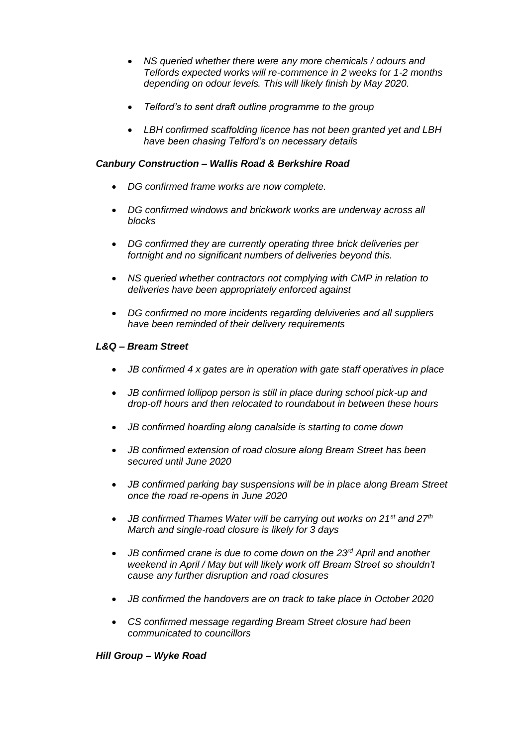- *NS queried whether there were any more chemicals / odours and Telfords expected works will re-commence in 2 weeks for 1-2 months depending on odour levels. This will likely finish by May 2020.*
- *Telford's to sent draft outline programme to the group*
- *LBH confirmed scaffolding licence has not been granted yet and LBH have been chasing Telford's on necessary details*

***Canbury Construction – Wallis Road & Berkshire Road***

- *DG confirmed frame works are now complete.*
- *DG confirmed windows and brickwork works are underway across all blocks*
- *DG confirmed they are currently operating three brick deliveries per fortnight and no significant numbers of deliveries beyond this.*
- *NS queried whether contractors not complying with CMP in relation to deliveries have been appropriately enforced against*
- *DG confirmed no more incidents regarding delviveries and all suppliers have been reminded of their delivery requirements*

***L&Q – Bream Street***

- *JB confirmed 4 x gates are in operation with gate staff operatives in place*
- *JB confirmed lollipop person is still in place during school pick-up and drop-off hours and then relocated to roundabout in between these hours*
- *JB confirmed hoarding along canalside is starting to come down*
- *JB confirmed extension of road closure along Bream Street has been secured until June 2020*
- *JB confirmed parking bay suspensions will be in place along Bream Street once the road re-opens in June 2020*
- *JB confirmed Thames Water will be carrying out works on 21st and 27th March and single-road closure is likely for 3 days*
- *JB confirmed crane is due to come down on the 23rd April and another weekend in April / May but will likely work off Bream Street so shouldn't cause any further disruption and road closures*
- *JB confirmed the handovers are on track to take place in October 2020*
- *CS confirmed message regarding Bream Street closure had been communicated to councillors*

***Hill Group – Wyke Road***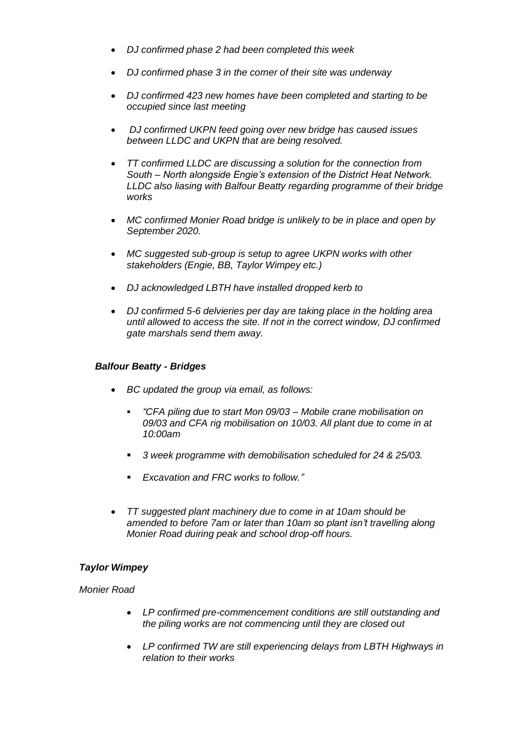- *DJ confirmed phase 2 had been completed this week*
- *DJ confirmed phase 3 in the corner of their site was underway*
- *DJ confirmed 423 new homes have been completed and starting to be occupied since last meeting*
- *DJ confirmed UKPN feed going over new bridge has caused issues between LLDC and UKPN that are being resolved.*
- *TT confirmed LLDC are discussing a solution for the connection from South – North alongside Engie's extension of the District Heat Network. LLDC also liasing with Balfour Beatty regarding programme of their bridge works*
- *MC confirmed Monier Road bridge is unlikely to be in place and open by September 2020.*
- *MC suggested sub-group is setup to agree UKPN works with other stakeholders (Engie, BB, Taylor Wimpey etc.)*
- *DJ acknowledged LBTH have installed dropped kerb to*
- *DJ confirmed 5-6 delvieries per day are taking place in the holding area until allowed to access the site. If not in the correct window, DJ confirmed gate marshals send them away.*

### *Balfour Beatty - Bridges*

- *BC updated the group via email, as follows:*
  - *"CFA piling due to start Mon 09/03 – Mobile crane mobilisation on 09/03 and CFA rig mobilisation on 10/03. All plant due to come in at 10:00am*
  - *3 week programme with demobilisation scheduled for 24 & 25/03.*
  - *Excavation and FRC works to follow."*
- *TT suggested plant machinery due to come in at 10am should be amended to before 7am or later than 10am so plant isn't travelling along Monier Road duiring peak and school drop-off hours.*

### *Taylor Wimpey*

*Monier Road*

- *LP confirmed pre-commencement conditions are still outstanding and the piling works are not commencing until they are closed out*
- *LP confirmed TW are still experiencing delays from LBTH Highways in relation to their works*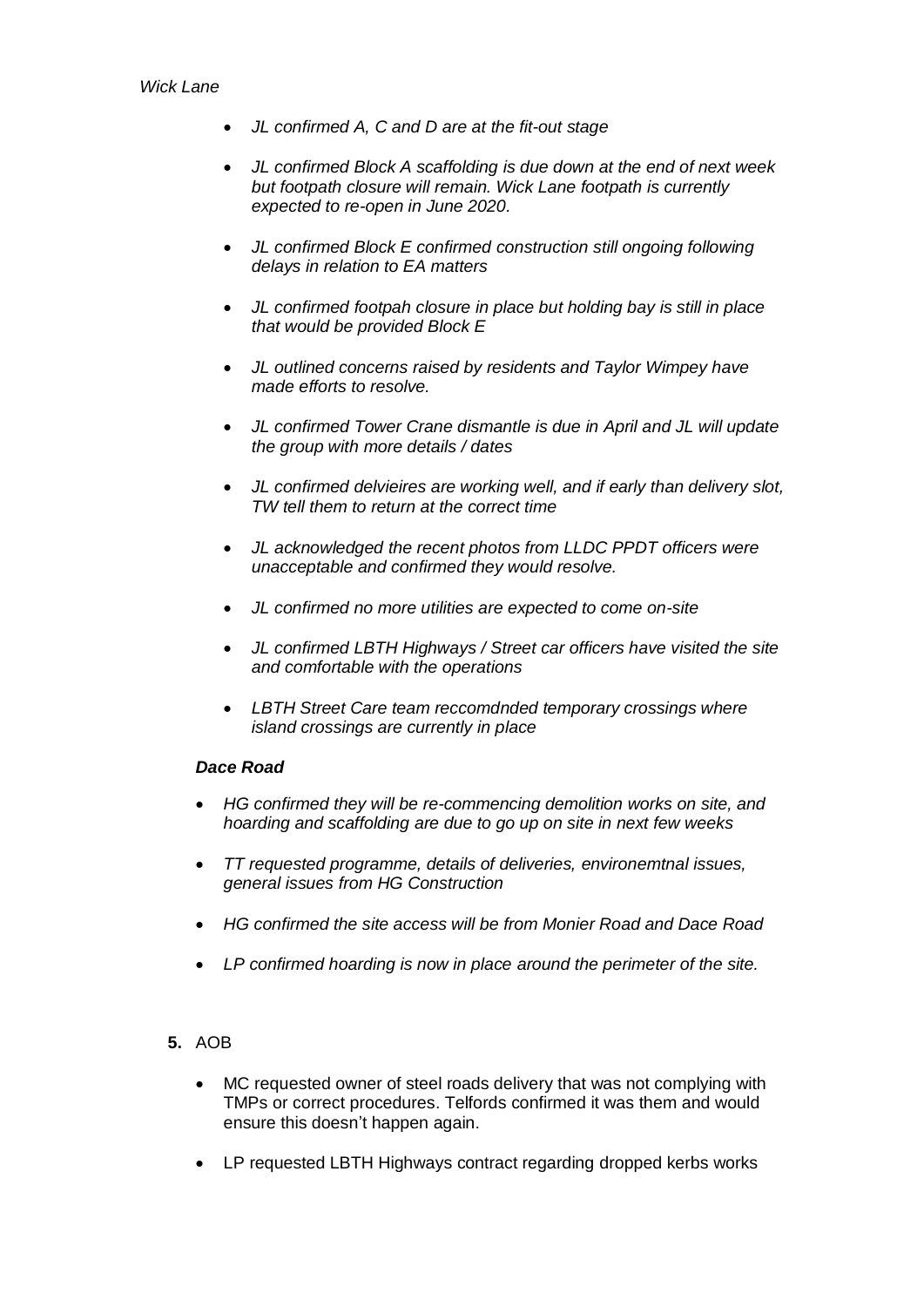*Wick Lane*

- *JL confirmed A, C and D are at the fit-out stage*
- *JL confirmed Block A scaffolding is due down at the end of next week but footpath closure will remain. Wick Lane footpath is currently expected to re-open in June 2020.*
- *JL confirmed Block E confirmed construction still ongoing following delays in relation to EA matters*
- *JL confirmed footpah closure in place but holding bay is still in place that would be provided Block E*
- *JL outlined concerns raised by residents and Taylor Wimpey have made efforts to resolve.*
- *JL confirmed Tower Crane dismantle is due in April and JL will update the group with more details / dates*
- *JL confirmed delvieires are working well, and if early than delivery slot, TW tell them to return at the correct time*
- *JL acknowledged the recent photos from LLDC PPDT officers were unacceptable and confirmed they would resolve.*
- *JL confirmed no more utilities are expected to come on-site*
- *JL confirmed LBTH Highways / Street car officers have visited the site and comfortable with the operations*
- *LBTH Street Care team reccomdnded temporary crossings where island crossings are currently in place*

***Dace Road***

- *HG confirmed they will be re-commencing demolition works on site, and hoarding and scaffolding are due to go up on site in next few weeks*
- *TT requested programme, details of deliveries, environemtnal issues, general issues from HG Construction*
- *HG confirmed the site access will be from Monier Road and Dace Road*
- *LP confirmed hoarding is now in place around the perimeter of the site.*

**5.** AOB

- MC requested owner of steel roads delivery that was not complying with TMPs or correct procedures. Telfords confirmed it was them and would ensure this doesn't happen again.
- LP requested LBTH Highways contract regarding dropped kerbs works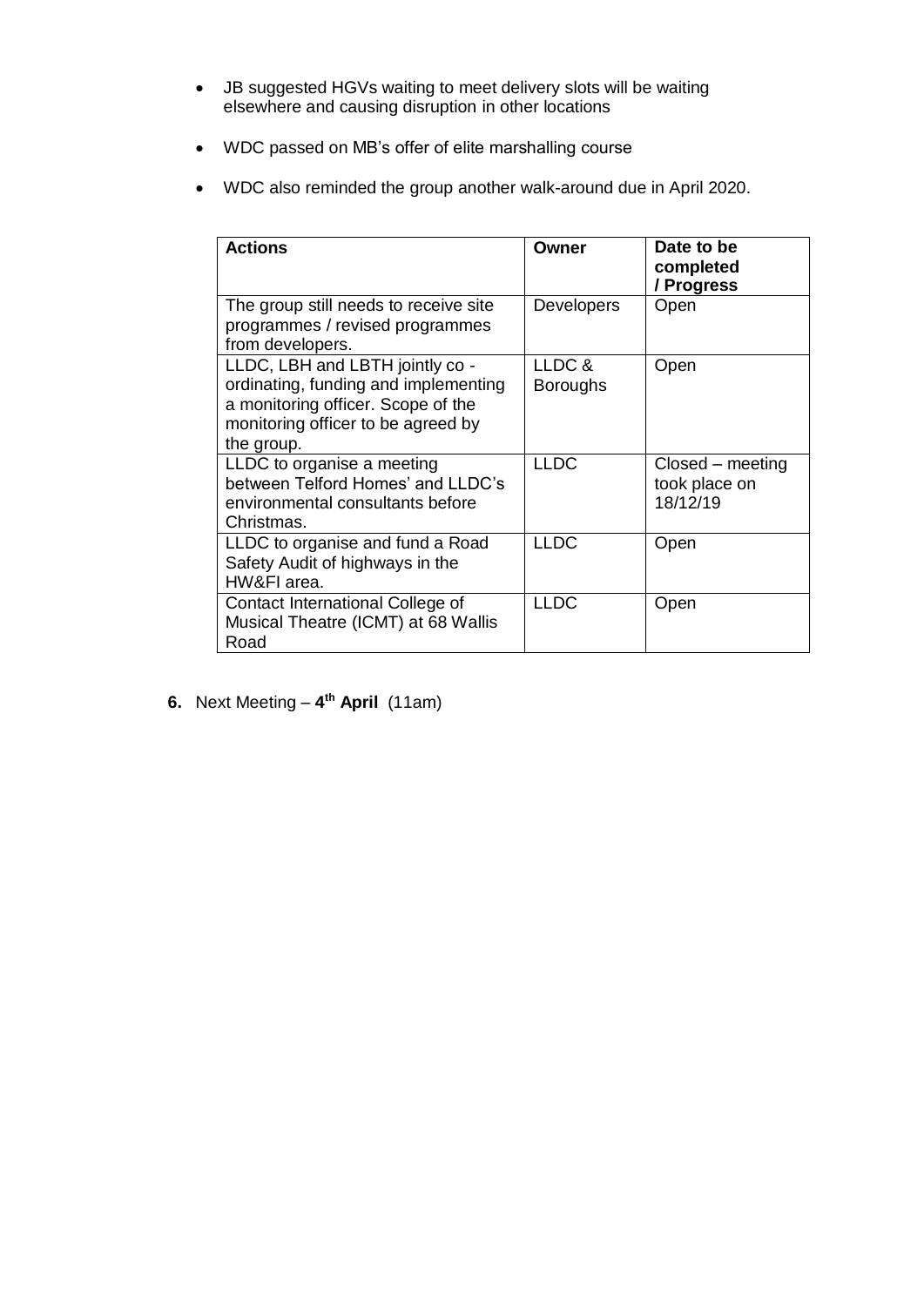- JB suggested HGVs waiting to meet delivery slots will be waiting elsewhere and causing disruption in other locations

- WDC passed on MB's offer of elite marshalling course

- WDC also reminded the group another walk-around due in April 2020.

| **Actions** | **Owner** | **Date to be completed / Progress** |
|---|---|---|
| The group still needs to receive site programmes / revised programmes from developers. | Developers | Open |
| LLDC, LBH and LBTH jointly co - ordinating, funding and implementing a monitoring officer. Scope of the monitoring officer to be agreed by the group. | LLDC & Boroughs | Open |
| LLDC to organise a meeting between Telford Homes' and LLDC's environmental consultants before Christmas. | LLDC | Closed – meeting took place on 18/12/19 |
| LLDC to organise and fund a Road Safety Audit of highways in the HW&FI area. | LLDC | Open |
| Contact International College of Musical Theatre (ICMT) at 68 Wallis Road | LLDC | Open |

**6.** Next Meeting – **4th April** (11am)